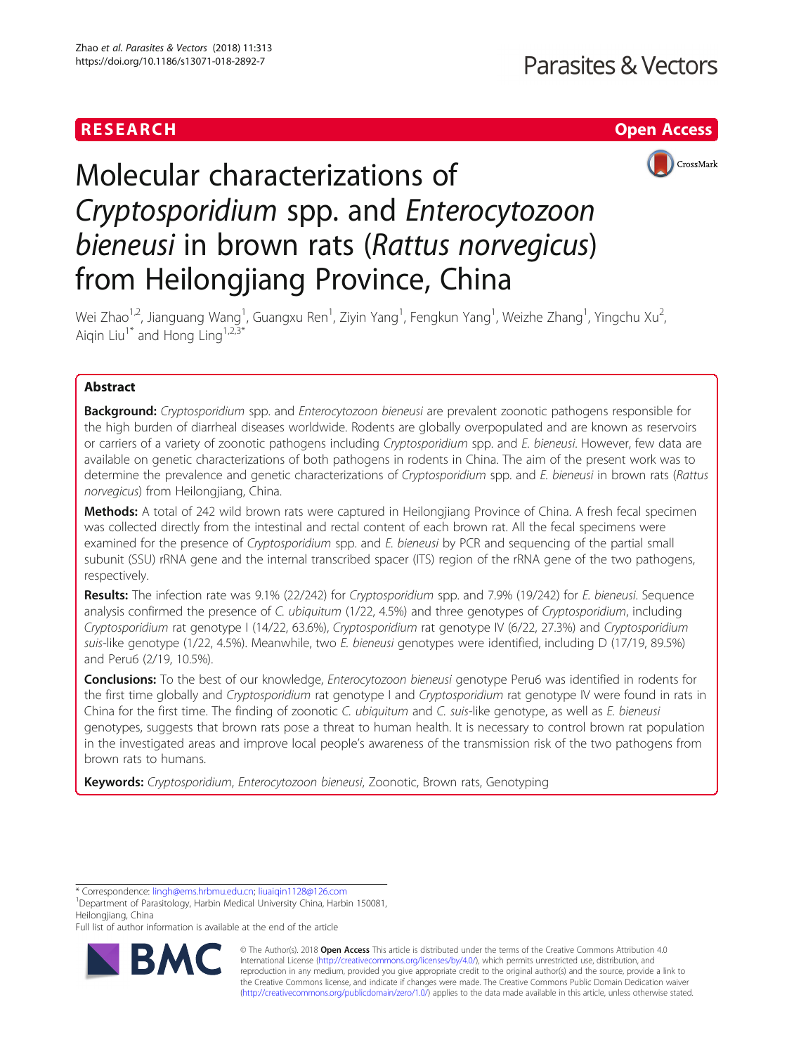RESEARCH

Open Access

# Molecular characterizations of *Cryptosporidium* spp. and *Enterocytozoon bieneusi* in brown rats (*Rattus norvegicus*) from Heilongjiang Province, China

Wei Zhao[1,2], Jianguang Wang[1], Guangxu Ren[1], Ziyin Yang[1], Fengkun Yang[1], Weizhe Zhang[1], Yingchu Xu[2], Aiqin Liu[1*] and Hong Ling[1,2,3*]

## Abstract

**Background:** *Cryptosporidium* spp. and *Enterocytozoon bieneusi* are prevalent zoonotic pathogens responsible for the high burden of diarrheal diseases worldwide. Rodents are globally overpopulated and are known as reservoirs or carriers of a variety of zoonotic pathogens including *Cryptosporidium* spp. and *E. bieneusi*. However, few data are available on genetic characterizations of both pathogens in rodents in China. The aim of the present work was to determine the prevalence and genetic characterizations of *Cryptosporidium* spp. and *E. bieneusi* in brown rats (*Rattus norvegicus*) from Heilongjiang, China.

**Methods:** A total of 242 wild brown rats were captured in Heilongjiang Province of China. A fresh fecal specimen was collected directly from the intestinal and rectal content of each brown rat. All the fecal specimens were examined for the presence of *Cryptosporidium* spp. and *E. bieneusi* by PCR and sequencing of the partial small subunit (SSU) rRNA gene and the internal transcribed spacer (ITS) region of the rRNA gene of the two pathogens, respectively.

**Results:** The infection rate was 9.1% (22/242) for *Cryptosporidium* spp. and 7.9% (19/242) for *E. bieneusi*. Sequence analysis confirmed the presence of *C. ubiquitum* (1/22, 4.5%) and three genotypes of *Cryptosporidium*, including *Cryptosporidium* rat genotype I (14/22, 63.6%), *Cryptosporidium* rat genotype IV (6/22, 27.3%) and *Cryptosporidium suis*-like genotype (1/22, 4.5%). Meanwhile, two *E. bieneusi* genotypes were identified, including D (17/19, 89.5%) and Peru6 (2/19, 10.5%).

**Conclusions:** To the best of our knowledge, *Enterocytozoon bieneusi* genotype Peru6 was identified in rodents for the first time globally and *Cryptosporidium* rat genotype I and *Cryptosporidium* rat genotype IV were found in rats in China for the first time. The finding of zoonotic *C. ubiquitum* and *C. suis*-like genotype, as well as *E. bieneusi* genotypes, suggests that brown rats pose a threat to human health. It is necessary to control brown rat population in the investigated areas and improve local people's awareness of the transmission risk of the two pathogens from brown rats to humans.

**Keywords:** *Cryptosporidium*, *Enterocytozoon bieneusi*, Zoonotic, Brown rats, Genotyping

\* Correspondence: lingh@ems.hrbmu.edu.cn; liuaiqin1128@126.com
[1]Department of Parasitology, Harbin Medical University China, Harbin 150081, Heilongjiang, China
Full list of author information is available at the end of the article

© The Author(s). 2018 **Open Access** This article is distributed under the terms of the Creative Commons Attribution 4.0 International License (http://creativecommons.org/licenses/by/4.0/), which permits unrestricted use, distribution, and reproduction in any medium, provided you give appropriate credit to the original author(s) and the source, provide a link to the Creative Commons license, and indicate if changes were made. The Creative Commons Public Domain Dedication waiver (http://creativecommons.org/publicdomain/zero/1.0/) applies to the data made available in this article, unless otherwise stated.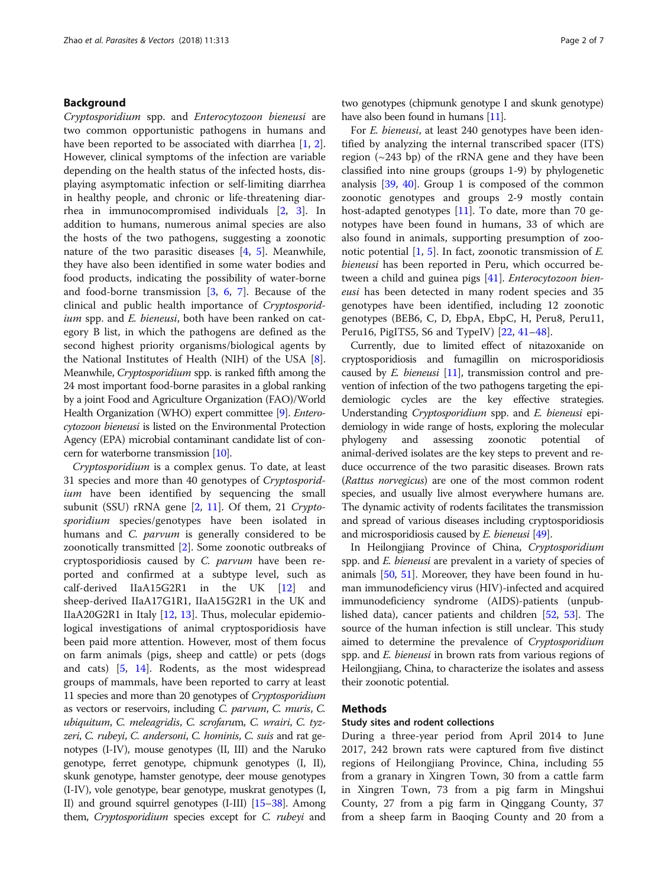## Background

*Cryptosporidium* spp. and *Enterocytozoon bieneusi* are two common opportunistic pathogens in humans and have been reported to be associated with diarrhea [1, 2]. However, clinical symptoms of the infection are variable depending on the health status of the infected hosts, displaying asymptomatic infection or self-limiting diarrhea in healthy people, and chronic or life-threatening diarrhea in immunocompromised individuals [2, 3]. In addition to humans, numerous animal species are also the hosts of the two pathogens, suggesting a zoonotic nature of the two parasitic diseases [4, 5]. Meanwhile, they have also been identified in some water bodies and food products, indicating the possibility of water-borne and food-borne transmission [3, 6, 7]. Because of the clinical and public health importance of *Cryptosporidium* spp. and *E. bieneusi*, both have been ranked on category B list, in which the pathogens are defined as the second highest priority organisms/biological agents by the National Institutes of Health (NIH) of the USA [8]. Meanwhile, *Cryptosporidium* spp. is ranked fifth among the 24 most important food-borne parasites in a global ranking by a joint Food and Agriculture Organization (FAO)/World Health Organization (WHO) expert committee [9]. *Enterocytozoon bieneusi* is listed on the Environmental Protection Agency (EPA) microbial contaminant candidate list of concern for waterborne transmission [10].

*Cryptosporidium* is a complex genus. To date, at least 31 species and more than 40 genotypes of *Cryptosporidium* have been identified by sequencing the small subunit (SSU) rRNA gene [2, 11]. Of them, 21 *Cryptosporidium* species/genotypes have been isolated in humans and *C. parvum* is generally considered to be zoonotically transmitted [2]. Some zoonotic outbreaks of cryptosporidiosis caused by *C. parvum* have been reported and confirmed at a subtype level, such as calf-derived IIaA15G2R1 in the UK [12] and sheep-derived IIaA17G1R1, IIaA15G2R1 in the UK and IIaA20G2R1 in Italy [12, 13]. Thus, molecular epidemiological investigations of animal cryptosporidiosis have been paid more attention. However, most of them focus on farm animals (pigs, sheep and cattle) or pets (dogs and cats) [5, 14]. Rodents, as the most widespread groups of mammals, have been reported to carry at least 11 species and more than 20 genotypes of *Cryptosporidium* as vectors or reservoirs, including *C. parvum*, *C. muris*, *C. ubiquitum*, *C. meleagridis*, *C. scrofarum*, *C. wrairi*, *C. tyzzeri*, *C. rubeyi*, *C. andersoni*, *C. hominis*, *C. suis* and rat genotypes (I-IV), mouse genotypes (II, III) and the Naruko genotype, ferret genotype, chipmunk genotypes (I, II), skunk genotype, hamster genotype, deer mouse genotypes (I-IV), vole genotype, bear genotype, muskrat genotypes (I, II) and ground squirrel genotypes (I-III) [15–38]. Among them, *Cryptosporidium* species except for *C. rubeyi* and two genotypes (chipmunk genotype I and skunk genotype) have also been found in humans [11].

For *E. bieneusi*, at least 240 genotypes have been identified by analyzing the internal transcribed spacer (ITS) region (~243 bp) of the rRNA gene and they have been classified into nine groups (groups 1-9) by phylogenetic analysis [39, 40]. Group 1 is composed of the common zoonotic genotypes and groups 2-9 mostly contain host-adapted genotypes [11]. To date, more than 70 genotypes have been found in humans, 33 of which are also found in animals, supporting presumption of zoonotic potential [1, 5]. In fact, zoonotic transmission of *E. bieneusi* has been reported in Peru, which occurred between a child and guinea pigs [41]. *Enterocytozoon bieneusi* has been detected in many rodent species and 35 genotypes have been identified, including 12 zoonotic genotypes (BEB6, C, D, EbpA, EbpC, H, Peru8, Peru11, Peru16, PigITS5, S6 and TypeIV) [22, 41–48].

Currently, due to limited effect of nitazoxanide on cryptosporidiosis and fumagillin on microsporidiosis caused by *E. bieneusi* [11], transmission control and prevention of infection of the two pathogens targeting the epidemiologic cycles are the key effective strategies. Understanding *Cryptosporidium* spp. and *E. bieneusi* epidemiology in wide range of hosts, exploring the molecular phylogeny and assessing zoonotic potential of animal-derived isolates are the key steps to prevent and reduce occurrence of the two parasitic diseases. Brown rats (*Rattus norvegicus*) are one of the most common rodent species, and usually live almost everywhere humans are. The dynamic activity of rodents facilitates the transmission and spread of various diseases including cryptosporidiosis and microsporidiosis caused by *E. bieneusi* [49].

In Heilongjiang Province of China, *Cryptosporidium* spp. and *E. bieneusi* are prevalent in a variety of species of animals [50, 51]. Moreover, they have been found in human immunodeficiency virus (HIV)-infected and acquired immunodeficiency syndrome (AIDS)-patients (unpublished data), cancer patients and children [52, 53]. The source of the human infection is still unclear. This study aimed to determine the prevalence of *Cryptosporidium* spp. and *E. bieneusi* in brown rats from various regions of Heilongjiang, China, to characterize the isolates and assess their zoonotic potential.

## Methods

### Study sites and rodent collections

During a three-year period from April 2014 to June 2017, 242 brown rats were captured from five distinct regions of Heilongjiang Province, China, including 55 from a granary in Xingren Town, 30 from a cattle farm in Xingren Town, 73 from a pig farm in Mingshui County, 27 from a pig farm in Qinggang County, 37 from a sheep farm in Baoqing County and 20 from a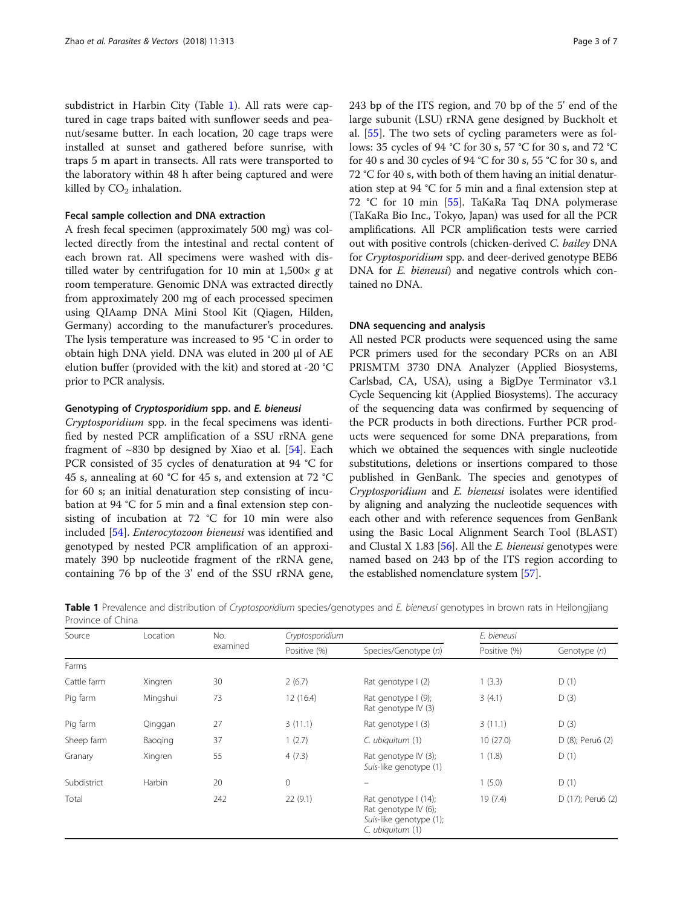subdistrict in Harbin City (Table 1). All rats were captured in cage traps baited with sunflower seeds and peanut/sesame butter. In each location, 20 cage traps were installed at sunset and gathered before sunrise, with traps 5 m apart in transects. All rats were transported to the laboratory within 48 h after being captured and were killed by $CO_2$ inhalation.

### Fecal sample collection and DNA extraction

A fresh fecal specimen (approximately 500 mg) was collected directly from the intestinal and rectal content of each brown rat. All specimens were washed with distilled water by centrifugation for 10 min at 1,500× *g* at room temperature. Genomic DNA was extracted directly from approximately 200 mg of each processed specimen using QIAamp DNA Mini Stool Kit (Qiagen, Hilden, Germany) according to the manufacturer's procedures. The lysis temperature was increased to 95 °C in order to obtain high DNA yield. DNA was eluted in 200 μl of AE elution buffer (provided with the kit) and stored at -20 °C prior to PCR analysis.

### Genotyping of *Cryptosporidium* spp. and *E. bieneusi*

*Cryptosporidium* spp. in the fecal specimens was identified by nested PCR amplification of a SSU rRNA gene fragment of ~830 bp designed by Xiao et al. [54]. Each PCR consisted of 35 cycles of denaturation at 94 °C for 45 s, annealing at 60 °C for 45 s, and extension at 72 °C for 60 s; an initial denaturation step consisting of incubation at 94 °C for 5 min and a final extension step consisting of incubation at 72 °C for 10 min were also included [54]. *Enterocytozoon bieneusi* was identified and genotyped by nested PCR amplification of an approximately 390 bp nucleotide fragment of the rRNA gene, containing 76 bp of the 3' end of the SSU rRNA gene, 243 bp of the ITS region, and 70 bp of the 5' end of the large subunit (LSU) rRNA gene designed by Buckholt et al. [55]. The two sets of cycling parameters were as follows: 35 cycles of 94 °C for 30 s, 57 °C for 30 s, and 72 °C for 40 s and 30 cycles of 94 °C for 30 s, 55 °C for 30 s, and 72 °C for 40 s, with both of them having an initial denaturation step at 94 °C for 5 min and a final extension step at 72 °C for 10 min [55]. TaKaRa Taq DNA polymerase (TaKaRa Bio Inc., Tokyo, Japan) was used for all the PCR amplifications. All PCR amplification tests were carried out with positive controls (chicken-derived *C. bailey* DNA for *Cryptosporidium* spp. and deer-derived genotype BEB6 DNA for *E. bieneusi*) and negative controls which contained no DNA.

### DNA sequencing and analysis

All nested PCR products were sequenced using the same PCR primers used for the secondary PCRs on an ABI PRISMTM 3730 DNA Analyzer (Applied Biosystems, Carlsbad, CA, USA), using a BigDye Terminator v3.1 Cycle Sequencing kit (Applied Biosystems). The accuracy of the sequencing data was confirmed by sequencing of the PCR products in both directions. Further PCR products were sequenced for some DNA preparations, from which we obtained the sequences with single nucleotide substitutions, deletions or insertions compared to those published in GenBank. The species and genotypes of *Cryptosporidium* and *E. bieneusi* isolates were identified by aligning and analyzing the nucleotide sequences with each other and with reference sequences from GenBank using the Basic Local Alignment Search Tool (BLAST) and Clustal X 1.83 [56]. All the *E. bieneusi* genotypes were named based on 243 bp of the ITS region according to the established nomenclature system [57].

**Table 1** Prevalence and distribution of *Cryptosporidium* species/genotypes and *E. bieneusi* genotypes in brown rats in Heilongjiang Province of China

| Source | Location | No. examined | *Cryptosporidium* | | *E. bieneusi* | |
|---|---|---|---|---|---|---|
| | | | Positive (%) | Species/Genotype (*n*) | Positive (%) | Genotype (*n*) |
| Farms | | | | | | |
| Cattle farm | Xingren | 30 | 2 (6.7) | Rat genotype I (2) | 1 (3.3) | D (1) |
| Pig farm | Mingshui | 73 | 12 (16.4) | Rat genotype I (9); Rat genotype IV (3) | 3 (4.1) | D (3) |
| Pig farm | Qinggan | 27 | 3 (11.1) | Rat genotype I (3) | 3 (11.1) | D (3) |
| Sheep farm | Baoqing | 37 | 1 (2.7) | *C. ubiquitum* (1) | 10 (27.0) | D (8); Peru6 (2) |
| Granary | Xingren | 55 | 4 (7.3) | Rat genotype IV (3); *Suis*-like genotype (1) | 1 (1.8) | D (1) |
| Subdistrict | Harbin | 20 | 0 | – | 1 (5.0) | D (1) |
| Total | | 242 | 22 (9.1) | Rat genotype I (14); Rat genotype IV (6); *Suis*-like genotype (1); *C. ubiquitum* (1) | 19 (7.4) | D (17); Peru6 (2) |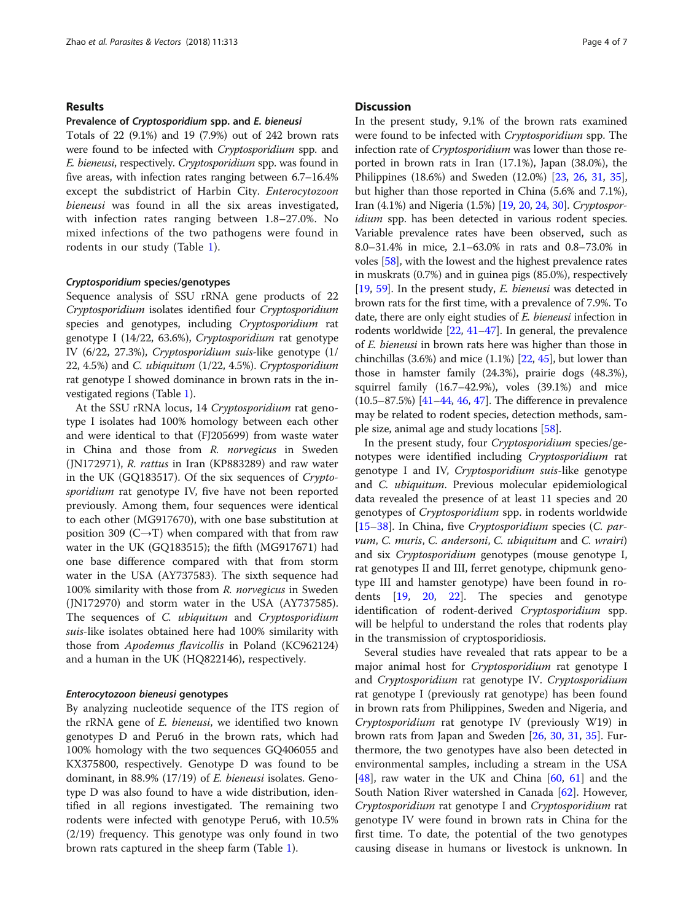## Results

### Prevalence of *Cryptosporidium* spp. and *E. bieneusi*

Totals of 22 (9.1%) and 19 (7.9%) out of 242 brown rats were found to be infected with *Cryptosporidium* spp. and *E. bieneusi*, respectively. *Cryptosporidium* spp. was found in five areas, with infection rates ranging between 6.7–16.4% except the subdistrict of Harbin City. *Enterocytozoon bieneusi* was found in all the six areas investigated, with infection rates ranging between 1.8–27.0%. No mixed infections of the two pathogens were found in rodents in our study (Table 1).

### *Cryptosporidium* species/genotypes

Sequence analysis of SSU rRNA gene products of 22 *Cryptosporidium* isolates identified four *Cryptosporidium* species and genotypes, including *Cryptosporidium* rat genotype I (14/22, 63.6%), *Cryptosporidium* rat genotype IV (6/22, 27.3%), *Cryptosporidium suis*-like genotype (1/22, 4.5%) and *C. ubiquitum* (1/22, 4.5%). *Cryptosporidium* rat genotype I showed dominance in brown rats in the investigated regions (Table 1).

At the SSU rRNA locus, 14 *Cryptosporidium* rat genotype I isolates had 100% homology between each other and were identical to that (FJ205699) from waste water in China and those from *R. norvegicus* in Sweden (JN172971), *R. rattus* in Iran (KP883289) and raw water in the UK (GQ183517). Of the six sequences of *Cryptosporidium* rat genotype IV, five have not been reported previously. Among them, four sequences were identical to each other (MG917670), with one base substitution at position 309 (C→T) when compared with that from raw water in the UK (GQ183515); the fifth (MG917671) had one base difference compared with that from storm water in the USA (AY737583). The sixth sequence had 100% similarity with those from *R. norvegicus* in Sweden (JN172970) and storm water in the USA (AY737585). The sequences of *C. ubiquitum* and *Cryptosporidium suis*-like isolates obtained here had 100% similarity with those from *Apodemus flavicollis* in Poland (KC962124) and a human in the UK (HQ822146), respectively.

### *Enterocytozoon bieneusi* genotypes

By analyzing nucleotide sequence of the ITS region of the rRNA gene of *E. bieneusi*, we identified two known genotypes D and Peru6 in the brown rats, which had 100% homology with the two sequences GQ406055 and KX375800, respectively. Genotype D was found to be dominant, in 88.9% (17/19) of *E. bieneusi* isolates. Genotype D was also found to have a wide distribution, identified in all regions investigated. The remaining two rodents were infected with genotype Peru6, with 10.5% (2/19) frequency. This genotype was only found in two brown rats captured in the sheep farm (Table 1).

## Discussion

In the present study, 9.1% of the brown rats examined were found to be infected with *Cryptosporidium* spp. The infection rate of *Cryptosporidium* was lower than those reported in brown rats in Iran (17.1%), Japan (38.0%), the Philippines (18.6%) and Sweden (12.0%) [23, 26, 31, 35], but higher than those reported in China (5.6% and 7.1%), Iran (4.1%) and Nigeria (1.5%) [19, 20, 24, 30]. *Cryptosporidium* spp. has been detected in various rodent species. Variable prevalence rates have been observed, such as 8.0–31.4% in mice, 2.1–63.0% in rats and 0.8–73.0% in voles [58], with the lowest and the highest prevalence rates in muskrats (0.7%) and in guinea pigs (85.0%), respectively [19, 59]. In the present study, *E. bieneusi* was detected in brown rats for the first time, with a prevalence of 7.9%. To date, there are only eight studies of *E. bieneusi* infection in rodents worldwide [22, 41–47]. In general, the prevalence of *E. bieneusi* in brown rats here was higher than those in chinchillas (3.6%) and mice (1.1%) [22, 45], but lower than those in hamster family (24.3%), prairie dogs (48.3%), squirrel family (16.7–42.9%), voles (39.1%) and mice (10.5–87.5%) [41–44, 46, 47]. The difference in prevalence may be related to rodent species, detection methods, sample size, animal age and study locations [58].

In the present study, four *Cryptosporidium* species/genotypes were identified including *Cryptosporidium* rat genotype I and IV, *Cryptosporidium suis*-like genotype and *C. ubiquitum*. Previous molecular epidemiological data revealed the presence of at least 11 species and 20 genotypes of *Cryptosporidium* spp. in rodents worldwide [15–38]. In China, five *Cryptosporidium* species (*C. parvum*, *C. muris*, *C. andersoni*, *C. ubiquitum* and *C. wrairi*) and six *Cryptosporidium* genotypes (mouse genotype I, rat genotypes II and III, ferret genotype, chipmunk genotype III and hamster genotype) have been found in rodents [19, 20, 22]. The species and genotype identification of rodent-derived *Cryptosporidium* spp. will be helpful to understand the roles that rodents play in the transmission of cryptosporidiosis.

Several studies have revealed that rats appear to be a major animal host for *Cryptosporidium* rat genotype I and *Cryptosporidium* rat genotype IV. *Cryptosporidium* rat genotype I (previously rat genotype) has been found in brown rats from Philippines, Sweden and Nigeria, and *Cryptosporidium* rat genotype IV (previously W19) in brown rats from Japan and Sweden [26, 30, 31, 35]. Furthermore, the two genotypes have also been detected in environmental samples, including a stream in the USA [48], raw water in the UK and China [60, 61] and the South Nation River watershed in Canada [62]. However, *Cryptosporidium* rat genotype I and *Cryptosporidium* rat genotype IV were found in brown rats in China for the first time. To date, the potential of the two genotypes causing disease in humans or livestock is unknown. In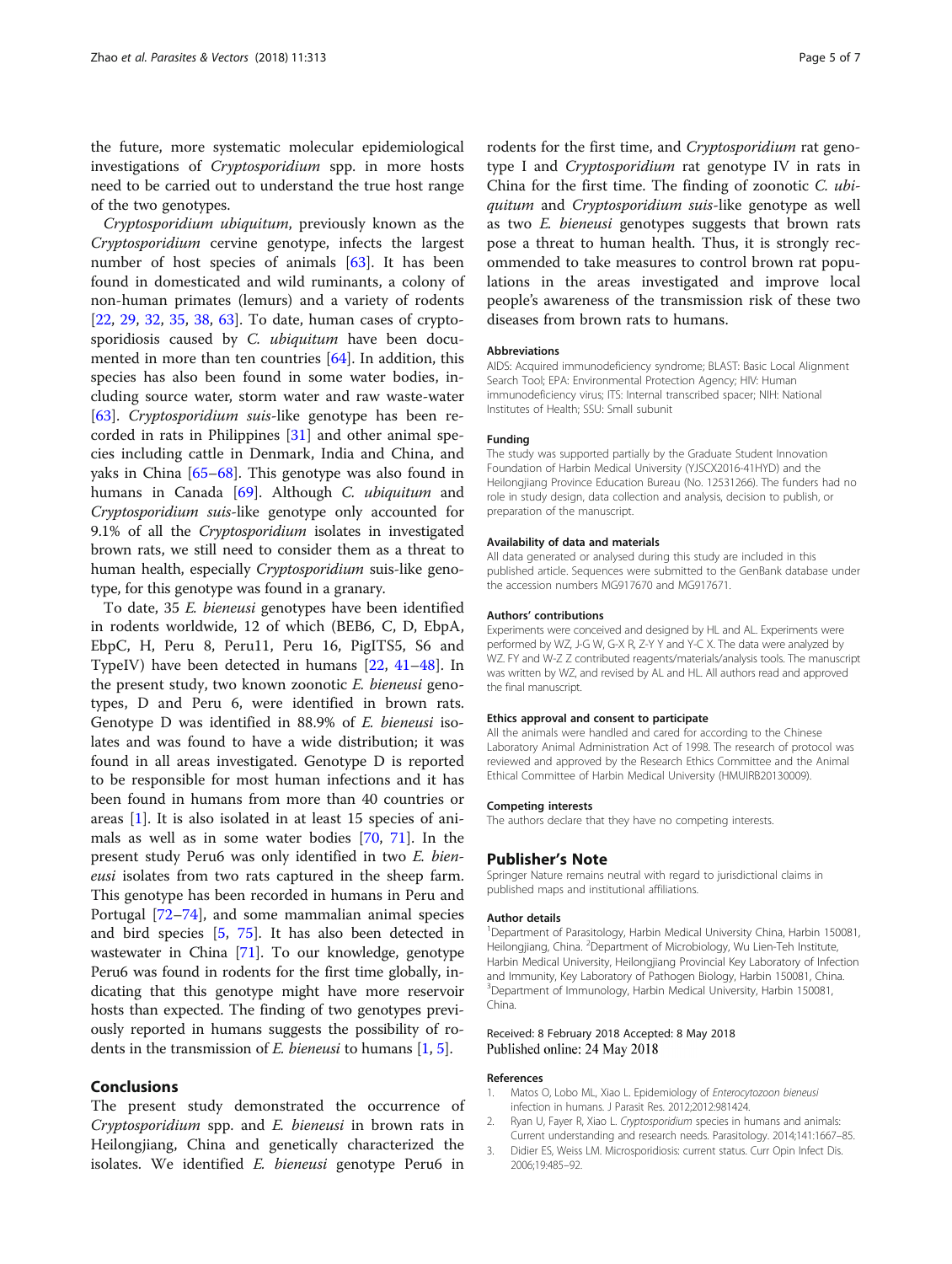the future, more systematic molecular epidemiological investigations of *Cryptosporidium* spp. in more hosts need to be carried out to understand the true host range of the two genotypes.

*Cryptosporidium ubiquitum*, previously known as the *Cryptosporidium* cervine genotype, infects the largest number of host species of animals [63]. It has been found in domesticated and wild ruminants, a colony of non-human primates (lemurs) and a variety of rodents [22, 29, 32, 35, 38, 63]. To date, human cases of cryptosporidiosis caused by *C. ubiquitum* have been documented in more than ten countries [64]. In addition, this species has also been found in some water bodies, including source water, storm water and raw waste-water [63]. *Cryptosporidium suis*-like genotype has been recorded in rats in Philippines [31] and other animal species including cattle in Denmark, India and China, and yaks in China [65–68]. This genotype was also found in humans in Canada [69]. Although *C. ubiquitum* and *Cryptosporidium suis*-like genotype only accounted for 9.1% of all the *Cryptosporidium* isolates in investigated brown rats, we still need to consider them as a threat to human health, especially *Cryptosporidium* suis-like genotype, for this genotype was found in a granary.

To date, 35 *E. bieneusi* genotypes have been identified in rodents worldwide, 12 of which (BEB6, C, D, EbpA, EbpC, H, Peru 8, Peru11, Peru 16, PigITS5, S6 and TypeIV) have been detected in humans [22, 41–48]. In the present study, two known zoonotic *E. bieneusi* genotypes, D and Peru 6, were identified in brown rats. Genotype D was identified in 88.9% of *E. bieneusi* isolates and was found to have a wide distribution; it was found in all areas investigated. Genotype D is reported to be responsible for most human infections and it has been found in humans from more than 40 countries or areas [1]. It is also isolated in at least 15 species of animals as well as in some water bodies [70, 71]. In the present study Peru6 was only identified in two *E. bieneusi* isolates from two rats captured in the sheep farm. This genotype has been recorded in humans in Peru and Portugal [72–74], and some mammalian animal species and bird species [5, 75]. It has also been detected in wastewater in China [71]. To our knowledge, genotype Peru6 was found in rodents for the first time globally, indicating that this genotype might have more reservoir hosts than expected. The finding of two genotypes previously reported in humans suggests the possibility of rodents in the transmission of *E. bieneusi* to humans [1, 5].

## Conclusions

The present study demonstrated the occurrence of *Cryptosporidium* spp. and *E. bieneusi* in brown rats in Heilongjiang, China and genetically characterized the isolates. We identified *E. bieneusi* genotype Peru6 in rodents for the first time, and *Cryptosporidium* rat genotype I and *Cryptosporidium* rat genotype IV in rats in China for the first time. The finding of zoonotic *C. ubiquitum* and *Cryptosporidium suis*-like genotype as well as two *E. bieneusi* genotypes suggests that brown rats pose a threat to human health. Thus, it is strongly recommended to take measures to control brown rat populations in the areas investigated and improve local people's awareness of the transmission risk of these two diseases from brown rats to humans.

#### Abbreviations

AIDS: Acquired immunodeficiency syndrome; BLAST: Basic Local Alignment Search Tool; EPA: Environmental Protection Agency; HIV: Human immunodeficiency virus; ITS: Internal transcribed spacer; NIH: National Institutes of Health; SSU: Small subunit

#### Funding

The study was supported partially by the Graduate Student Innovation Foundation of Harbin Medical University (YJSCX2016-41HYD) and the Heilongjiang Province Education Bureau (No. 12531266). The funders had no role in study design, data collection and analysis, decision to publish, or preparation of the manuscript.

#### Availability of data and materials

All data generated or analysed during this study are included in this published article. Sequences were submitted to the GenBank database under the accession numbers MG917670 and MG917671.

#### Authors' contributions

Experiments were conceived and designed by HL and AL. Experiments were performed by WZ, J-G W, G-X R, Z-Y Y and Y-C X. The data were analyzed by WZ. FY and W-Z Z contributed reagents/materials/analysis tools. The manuscript was written by WZ, and revised by AL and HL. All authors read and approved the final manuscript.

#### Ethics approval and consent to participate

All the animals were handled and cared for according to the Chinese Laboratory Animal Administration Act of 1998. The research of protocol was reviewed and approved by the Research Ethics Committee and the Animal Ethical Committee of Harbin Medical University (HMUIRB20130009).

#### Competing interests

The authors declare that they have no competing interests.

### Publisher's Note

Springer Nature remains neutral with regard to jurisdictional claims in published maps and institutional affiliations.

#### Author details

[1]Department of Parasitology, Harbin Medical University China, Harbin 150081, Heilongjiang, China. [2]Department of Microbiology, Wu Lien-Teh Institute, Harbin Medical University, Heilongjiang Provincial Key Laboratory of Infection and Immunity, Key Laboratory of Pathogen Biology, Harbin 150081, China. [3]Department of Immunology, Harbin Medical University, Harbin 150081, China.

Received: 8 February 2018 Accepted: 8 May 2018
Published online: 24 May 2018

#### References

1. Matos O, Lobo ML, Xiao L. Epidemiology of *Enterocytozoon bieneusi* infection in humans. J Parasit Res. 2012;2012:981424.
2. Ryan U, Fayer R, Xiao L. *Cryptosporidium* species in humans and animals: Current understanding and research needs. Parasitology. 2014;141:1667–85.
3. Didier ES, Weiss LM. Microsporidiosis: current status. Curr Opin Infect Dis. 2006;19:485–92.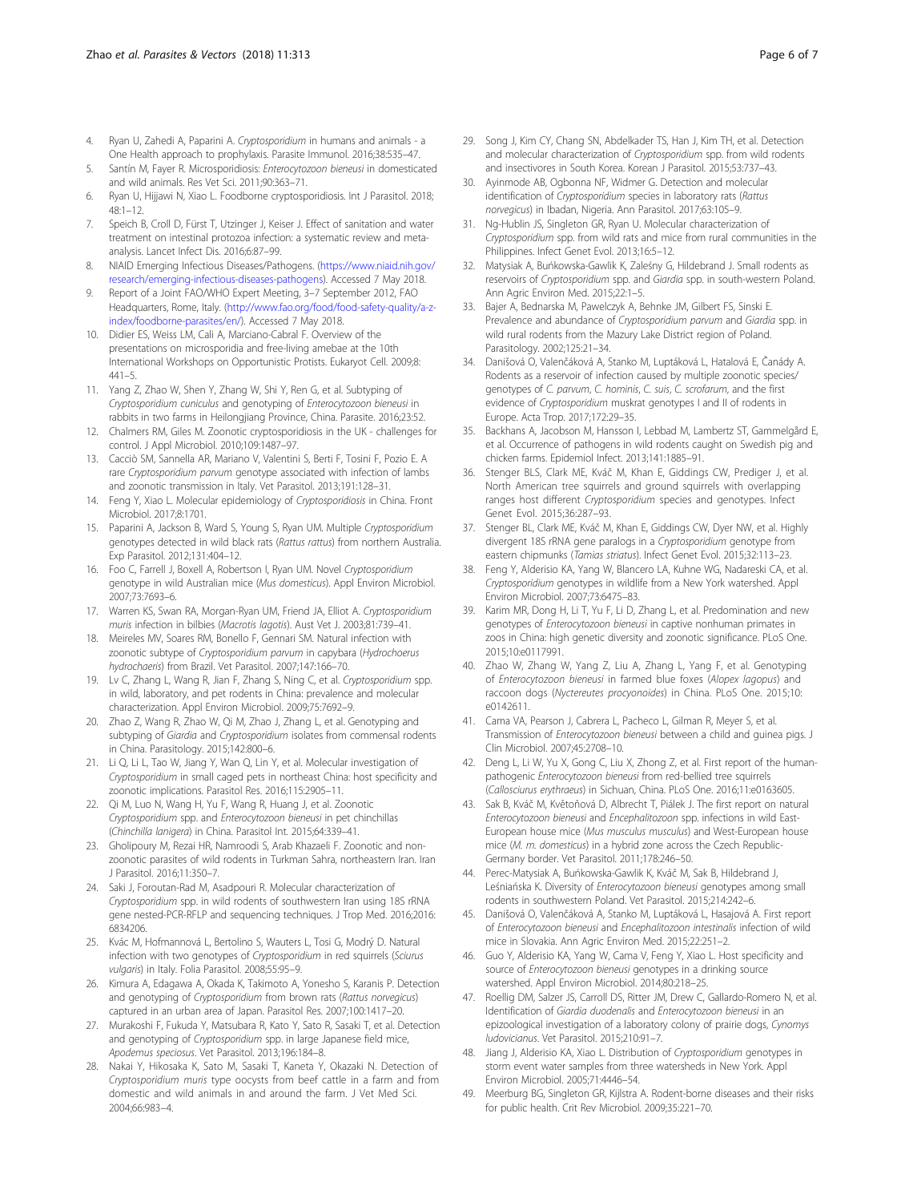4. Ryan U, Zahedi A, Paparini A. *Cryptosporidium* in humans and animals - a One Health approach to prophylaxis. Parasite Immunol. 2016;38:535–47.
5. Santín M, Fayer R. Microsporidiosis: *Enterocytozoon bieneusi* in domesticated and wild animals. Res Vet Sci. 2011;90:363–71.
6. Ryan U, Hijjawi N, Xiao L. Foodborne cryptosporidiosis. Int J Parasitol. 2018; 48:1–12.
7. Speich B, Croll D, Fürst T, Utzinger J, Keiser J. Effect of sanitation and water treatment on intestinal protozoa infection: a systematic review and meta-analysis. Lancet Infect Dis. 2016;6:87–99.
8. NIAID Emerging Infectious Diseases/Pathogens. (https://www.niaid.nih.gov/research/emerging-infectious-diseases-pathogens). Accessed 7 May 2018.
9. Report of a Joint FAO/WHO Expert Meeting, 3–7 September 2012, FAO Headquarters, Rome, Italy. (http://www.fao.org/food/food-safety-quality/a-z-index/foodborne-parasites/en/). Accessed 7 May 2018.
10. Didier ES, Weiss LM, Cali A, Marciano-Cabral F. Overview of the presentations on microsporidia and free-living amebae at the 10th International Workshops on Opportunistic Protists. Eukaryot Cell. 2009;8: 441–5.
11. Yang Z, Zhao W, Shen Y, Zhang W, Shi Y, Ren G, et al. Subtyping of *Cryptosporidium cuniculus* and genotyping of *Enterocytozoon bieneusi* in rabbits in two farms in Heilongjiang Province, China. Parasite. 2016;23:52.
12. Chalmers RM, Giles M. Zoonotic cryptosporidiosis in the UK - challenges for control. J Appl Microbiol. 2010;109:1487–97.
13. Cacciò SM, Sannella AR, Mariano V, Valentini S, Berti F, Tosini F, Pozio E. A rare *Cryptosporidium parvum* genotype associated with infection of lambs and zoonotic transmission in Italy. Vet Parasitol. 2013;191:128–31.
14. Feng Y, Xiao L. Molecular epidemiology of *Cryptosporidiosis* in China. Front Microbiol. 2017;8:1701.
15. Paparini A, Jackson B, Ward S, Young S, Ryan UM. Multiple *Cryptosporidium* genotypes detected in wild black rats (*Rattus rattus*) from northern Australia. Exp Parasitol. 2012;131:404–12.
16. Foo C, Farrell J, Boxell A, Robertson I, Ryan UM. Novel *Cryptosporidium* genotype in wild Australian mice (*Mus domesticus*). Appl Environ Microbiol. 2007;73:7693–6.
17. Warren KS, Swan RA, Morgan-Ryan UM, Friend JA, Elliot A. *Cryptosporidium muris* infection in bilbies (*Macrotis lagotis*). Aust Vet J. 2003;81:739–41.
18. Meireles MV, Soares RM, Bonello F, Gennari SM. Natural infection with zoonotic subtype of *Cryptosporidium parvum* in capybara (*Hydrochoerus hydrochaeris*) from Brazil. Vet Parasitol. 2007;147:166–70.
19. Lv C, Zhang L, Wang R, Jian F, Zhang S, Ning C, et al. *Cryptosporidium* spp. in wild, laboratory, and pet rodents in China: prevalence and molecular characterization. Appl Environ Microbiol. 2009;75:7692–9.
20. Zhao Z, Wang R, Zhao W, Qi M, Zhao J, Zhang L, et al. Genotyping and subtyping of *Giardia* and *Cryptosporidium* isolates from commensal rodents in China. Parasitology. 2015;142:800–6.
21. Li Q, Li L, Tao W, Jiang Y, Wan Q, Lin Y, et al. Molecular investigation of *Cryptosporidium* in small caged pets in northeast China: host specificity and zoonotic implications. Parasitol Res. 2016;115:2905–11.
22. Qi M, Luo N, Wang H, Yu F, Wang R, Huang J, et al. Zoonotic *Cryptosporidium* spp. and *Enterocytozoon bieneusi* in pet chinchillas (*Chinchilla lanigera*) in China. Parasitol Int. 2015;64:339–41.
23. Gholipoury M, Rezai HR, Namroodi S, Arab Khazaeli F. Zoonotic and non-zoonotic parasites of wild rodents in Turkman Sahra, northeastern Iran. Iran J Parasitol. 2016;11:350–7.
24. Saki J, Foroutan-Rad M, Asadpouri R. Molecular characterization of *Cryptosporidium* spp. in wild rodents of southwestern Iran using 18S rRNA gene nested-PCR-RFLP and sequencing techniques. J Trop Med. 2016;2016: 6834206.
25. Kvác M, Hofmannová L, Bertolino S, Wauters L, Tosi G, Modrý D. Natural infection with two genotypes of *Cryptosporidium* in red squirrels (*Sciurus vulgaris*) in Italy. Folia Parasitol. 2008;55:95–9.
26. Kimura A, Edagawa A, Okada K, Takimoto A, Yonesho S, Karanis P. Detection and genotyping of *Cryptosporidium* from brown rats (*Rattus norvegicus*) captured in an urban area of Japan. Parasitol Res. 2007;100:1417–20.
27. Murakoshi F, Fukuda Y, Matsubara R, Kato Y, Sato R, Sasaki T, et al. Detection and genotyping of *Cryptosporidium* spp. in large Japanese field mice, *Apodemus speciosus*. Vet Parasitol. 2013;196:184–8.
28. Nakai Y, Hikosaka K, Sato M, Sasaki T, Kaneta Y, Okazaki N. Detection of *Cryptosporidium muris* type oocysts from beef cattle in a farm and from domestic and wild animals in and around the farm. J Vet Med Sci. 2004;66:983–4.
29. Song J, Kim CY, Chang SN, Abdelkader TS, Han J, Kim TH, et al. Detection and molecular characterization of *Cryptosporidium* spp. from wild rodents and insectivores in South Korea. Korean J Parasitol. 2015;53:737–43.
30. Ayinmode AB, Ogbonna NF, Widmer G. Detection and molecular identification of *Cryptosporidium* species in laboratory rats (*Rattus norvegicus*) in Ibadan, Nigeria. Ann Parasitol. 2017;63:105–9.
31. Ng-Hublin JS, Singleton GR, Ryan U. Molecular characterization of *Cryptosporidium* spp. from wild rats and mice from rural communities in the Philippines. Infect Genet Evol. 2013;16:5–12.
32. Matysiak A, Buńkowska-Gawlik K, Zaleśny G, Hildebrand J. Small rodents as reservoirs of *Cryptosporidium* spp. and *Giardia* spp. in south-western Poland. Ann Agric Environ Med. 2015;22:1–5.
33. Bajer A, Bednarska M, Pawelczyk A, Behnke JM, Gilbert FS, Sinski E. Prevalence and abundance of *Cryptosporidium parvum* and *Giardia* spp. in wild rural rodents from the Mazury Lake District region of Poland. Parasitology. 2002;125:21–34.
34. Danišová O, Valenčáková A, Stanko M, Luptáková L, Hatalová E, Čanády A. Rodents as a reservoir of infection caused by multiple zoonotic species/ genotypes of *C. parvum*, *C. hominis*, *C. suis*, *C. scrofarum*, and the first evidence of *Cryptosporidium* muskrat genotypes I and II of rodents in Europe. Acta Trop. 2017;172:29–35.
35. Backhans A, Jacobson M, Hansson I, Lebbad M, Lambertz ST, Gammelgård E, et al. Occurrence of pathogens in wild rodents caught on Swedish pig and chicken farms. Epidemiol Infect. 2013;141:1885–91.
36. Stenger BLS, Clark ME, Kváč M, Khan E, Giddings CW, Prediger J, et al. North American tree squirrels and ground squirrels with overlapping ranges host different *Cryptosporidium* species and genotypes. Infect Genet Evol. 2015;36:287–93.
37. Stenger BL, Clark ME, Kváč M, Khan E, Giddings CW, Dyer NW, et al. Highly divergent 18S rRNA gene paralogs in a *Cryptosporidium* genotype from eastern chipmunks (*Tamias striatus*). Infect Genet Evol. 2015;32:113–23.
38. Feng Y, Alderisio KA, Yang W, Blancero LA, Kuhne WG, Nadareski CA, et al. *Cryptosporidium* genotypes in wildlife from a New York watershed. Appl Environ Microbiol. 2007;73:6475–83.
39. Karim MR, Dong H, Li T, Yu F, Li D, Zhang L, et al. Predomination and new genotypes of *Enterocytozoon bieneusi* in captive nonhuman primates in zoos in China: high genetic diversity and zoonotic significance. PLoS One. 2015;10:e0117991.
40. Zhao W, Zhang W, Yang Z, Liu A, Zhang L, Yang F, et al. Genotyping of *Enterocytozoon bieneusi* in farmed blue foxes (*Alopex lagopus*) and raccoon dogs (*Nyctereutes procyonoides*) in China. PLoS One. 2015;10: e0142611.
41. Cama VA, Pearson J, Cabrera L, Pacheco L, Gilman R, Meyer S, et al. Transmission of *Enterocytozoon bieneusi* between a child and guinea pigs. J Clin Microbiol. 2007;45:2708–10.
42. Deng L, Li W, Yu X, Gong C, Liu X, Zhong Z, et al. First report of the human-pathogenic *Enterocytozoon bieneusi* from red-bellied tree squirrels (*Callosciurus erythraeus*) in Sichuan, China. PLoS One. 2016;11:e0163605.
43. Sak B, Kváč M, Květoňová D, Albrecht T, Piálek J. The first report on natural *Enterocytozoon bieneusi* and *Encephalitozoon* spp. infections in wild East-European house mice (*Mus musculus musculus*) and West-European house mice (*M. m. domesticus*) in a hybrid zone across the Czech Republic-Germany border. Vet Parasitol. 2011;178:246–50.
44. Perec-Matysiak A, Buńkowska-Gawlik K, Kváč M, Sak B, Hildebrand J, Leśniańska K. Diversity of *Enterocytozoon bieneusi* genotypes among small rodents in southwestern Poland. Vet Parasitol. 2015;214:242–6.
45. Danišová O, Valenčáková A, Stanko M, Luptáková L, Hasajová A. First report of *Enterocytozoon bieneusi* and *Encephalitozoon intestinalis* infection of wild mice in Slovakia. Ann Agric Environ Med. 2015;22:251–2.
46. Guo Y, Alderisio KA, Yang W, Cama V, Feng Y, Xiao L. Host specificity and source of *Enterocytozoon bieneusi* genotypes in a drinking source watershed. Appl Environ Microbiol. 2014;80:218–25.
47. Roellig DM, Salzer JS, Carroll DS, Ritter JM, Drew C, Gallardo-Romero N, et al. Identification of *Giardia duodenalis* and *Enterocytozoon bieneusi* in an epizoological investigation of a laboratory colony of prairie dogs, *Cynomys ludovicianus*. Vet Parasitol. 2015;210:91–7.
48. Jiang J, Alderisio KA, Xiao L. Distribution of *Cryptosporidium* genotypes in storm event water samples from three watersheds in New York. Appl Environ Microbiol. 2005;71:4446–54.
49. Meerburg BG, Singleton GR, Kijlstra A. Rodent-borne diseases and their risks for public health. Crit Rev Microbiol. 2009;35:221–70.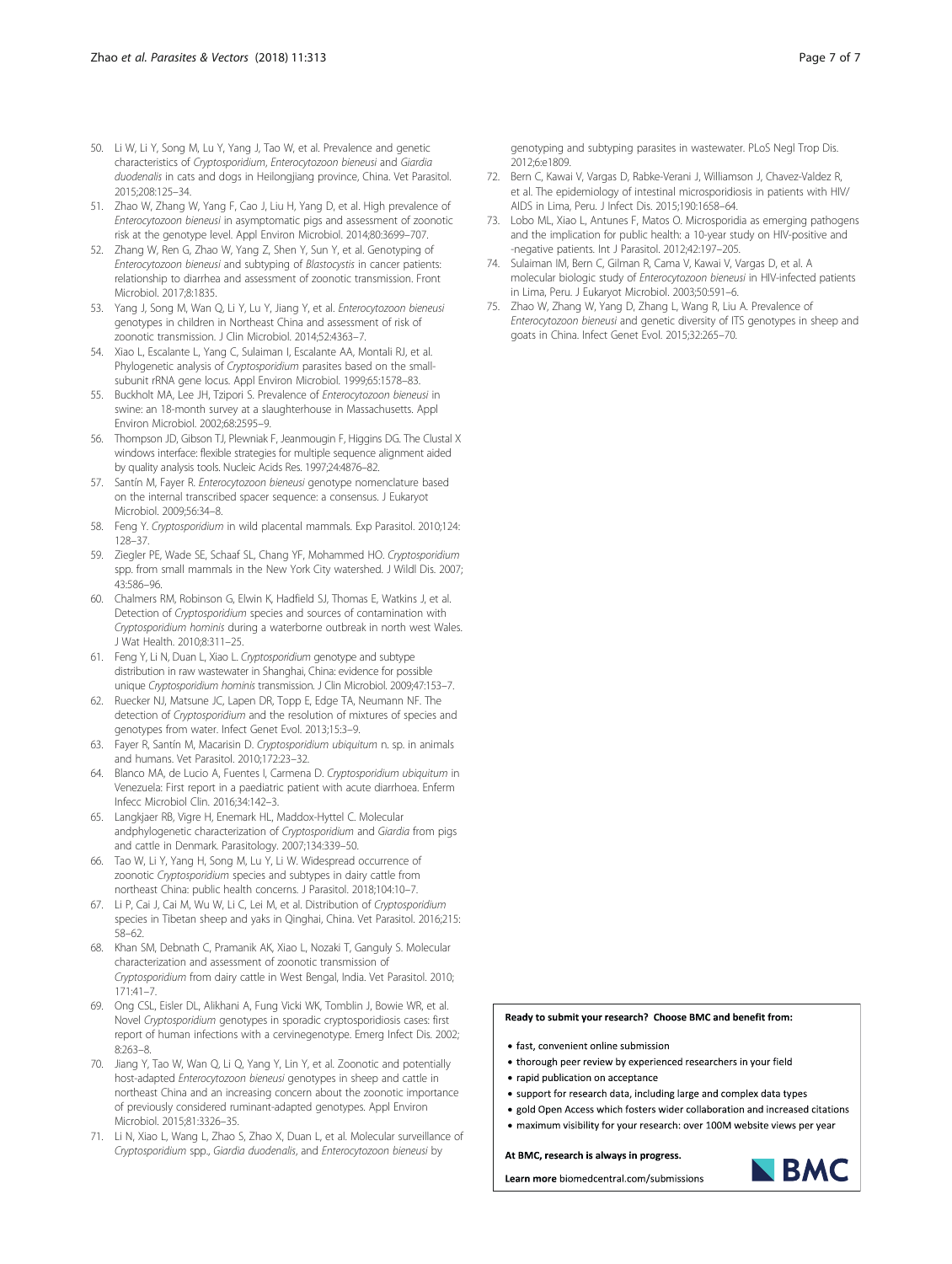50. Li W, Li Y, Song M, Lu Y, Yang J, Tao W, et al. Prevalence and genetic characteristics of *Cryptosporidium*, *Enterocytozoon bieneusi* and *Giardia duodenalis* in cats and dogs in Heilongjiang province, China. Vet Parasitol. 2015;208:125–34.
51. Zhao W, Zhang W, Yang F, Cao J, Liu H, Yang D, et al. High prevalence of *Enterocytozoon bieneusi* in asymptomatic pigs and assessment of zoonotic risk at the genotype level. Appl Environ Microbiol. 2014;80:3699–707.
52. Zhang W, Ren G, Zhao W, Yang Z, Shen Y, Sun Y, et al. Genotyping of *Enterocytozoon bieneusi* and subtyping of *Blastocystis* in cancer patients: relationship to diarrhea and assessment of zoonotic transmission. Front Microbiol. 2017;8:1835.
53. Yang J, Song M, Wan Q, Li Y, Lu Y, Jiang Y, et al. *Enterocytozoon bieneusi* genotypes in children in Northeast China and assessment of risk of zoonotic transmission. J Clin Microbiol. 2014;52:4363–7.
54. Xiao L, Escalante L, Yang C, Sulaiman I, Escalante AA, Montali RJ, et al. Phylogenetic analysis of *Cryptosporidium* parasites based on the small-subunit rRNA gene locus. Appl Environ Microbiol. 1999;65:1578–83.
55. Buckholt MA, Lee JH, Tzipori S. Prevalence of *Enterocytozoon bieneusi* in swine: an 18-month survey at a slaughterhouse in Massachusetts. Appl Environ Microbiol. 2002;68:2595–9.
56. Thompson JD, Gibson TJ, Plewniak F, Jeanmougin F, Higgins DG. The Clustal X windows interface: flexible strategies for multiple sequence alignment aided by quality analysis tools. Nucleic Acids Res. 1997;24:4876–82.
57. Santín M, Fayer R. *Enterocytozoon bieneusi* genotype nomenclature based on the internal transcribed spacer sequence: a consensus. J Eukaryot Microbiol. 2009;56:34–8.
58. Feng Y. *Cryptosporidium* in wild placental mammals. Exp Parasitol. 2010;124: 128–37.
59. Ziegler PE, Wade SE, Schaaf SL, Chang YF, Mohammed HO. *Cryptosporidium* spp. from small mammals in the New York City watershed. J Wildl Dis. 2007; 43:586–96.
60. Chalmers RM, Robinson G, Elwin K, Hadfield SJ, Thomas E, Watkins J, et al. Detection of *Cryptosporidium* species and sources of contamination with *Cryptosporidium hominis* during a waterborne outbreak in north west Wales. J Wat Health. 2010;8:311–25.
61. Feng Y, Li N, Duan L, Xiao L. *Cryptosporidium* genotype and subtype distribution in raw wastewater in Shanghai, China: evidence for possible unique *Cryptosporidium hominis* transmission. J Clin Microbiol. 2009;47:153–7.
62. Ruecker NJ, Matsune JC, Lapen DR, Topp E, Edge TA, Neumann NF. The detection of *Cryptosporidium* and the resolution of mixtures of species and genotypes from water. Infect Genet Evol. 2013;15:3–9.
63. Fayer R, Santín M, Macarisin D. *Cryptosporidium ubiquitum* n. sp. in animals and humans. Vet Parasitol. 2010;172:23–32.
64. Blanco MA, de Lucio A, Fuentes I, Carmena D. *Cryptosporidium ubiquitum* in Venezuela: First report in a paediatric patient with acute diarrhoea. Enferm Infecc Microbiol Clin. 2016;34:142–3.
65. Langkjaer RB, Vigre H, Enemark HL, Maddox-Hyttel C. Molecular andphylogenetic characterization of *Cryptosporidium* and *Giardia* from pigs and cattle in Denmark. Parasitology. 2007;134:339–50.
66. Tao W, Li Y, Yang H, Song M, Lu Y, Li W. Widespread occurrence of zoonotic *Cryptosporidium* species and subtypes in dairy cattle from northeast China: public health concerns. J Parasitol. 2018;104:10–7.
67. Li P, Cai J, Cai M, Wu W, Li C, Lei M, et al. Distribution of *Cryptosporidium* species in Tibetan sheep and yaks in Qinghai, China. Vet Parasitol. 2016;215: 58–62.
68. Khan SM, Debnath C, Pramanik AK, Xiao L, Nozaki T, Ganguly S. Molecular characterization and assessment of zoonotic transmission of *Cryptosporidium* from dairy cattle in West Bengal, India. Vet Parasitol. 2010; 171:41–7.
69. Ong CSL, Eisler DL, Alikhani A, Fung Vicki WK, Tomblin J, Bowie WR, et al. Novel *Cryptosporidium* genotypes in sporadic cryptosporidiosis cases: first report of human infections with a cervinegenotype. Emerg Infect Dis. 2002; 8:263–8.
70. Jiang Y, Tao W, Wan Q, Li Q, Yang Y, Lin Y, et al. Zoonotic and potentially host-adapted *Enterocytozoon bieneusi* genotypes in sheep and cattle in northeast China and an increasing concern about the zoonotic importance of previously considered ruminant-adapted genotypes. Appl Environ Microbiol. 2015;81:3326–35.
71. Li N, Xiao L, Wang L, Zhao S, Zhao X, Duan L, et al. Molecular surveillance of *Cryptosporidium* spp., *Giardia duodenalis*, and *Enterocytozoon bieneusi* by genotyping and subtyping parasites in wastewater. PLoS Negl Trop Dis. 2012;6:e1809.
72. Bern C, Kawai V, Vargas D, Rabke-Verani J, Williamson J, Chavez-Valdez R, et al. The epidemiology of intestinal microsporidiosis in patients with HIV/ AIDS in Lima, Peru. J Infect Dis. 2015;190:1658–64.
73. Lobo ML, Xiao L, Antunes F, Matos O. Microsporidia as emerging pathogens and the implication for public health: a 10-year study on HIV-positive and -negative patients. Int J Parasitol. 2012;42:197–205.
74. Sulaiman IM, Bern C, Gilman R, Cama V, Kawai V, Vargas D, et al. A molecular biologic study of *Enterocytozoon bieneusi* in HIV-infected patients in Lima, Peru. J Eukaryot Microbiol. 2003;50:591–6.
75. Zhao W, Zhang W, Yang D, Zhang L, Wang R, Liu A. Prevalence of *Enterocytozoon bieneusi* and genetic diversity of ITS genotypes in sheep and goats in China. Infect Genet Evol. 2015;32:265–70.

**Ready to submit your research? Choose BMC and benefit from:**

- fast, convenient online submission
- thorough peer review by experienced researchers in your field
- rapid publication on acceptance
- support for research data, including large and complex data types
- gold Open Access which fosters wider collaboration and increased citations
- maximum visibility for your research: over 100M website views per year

**At BMC, research is always in progress.**

**Learn more** biomedcentral.com/submissions

BMC